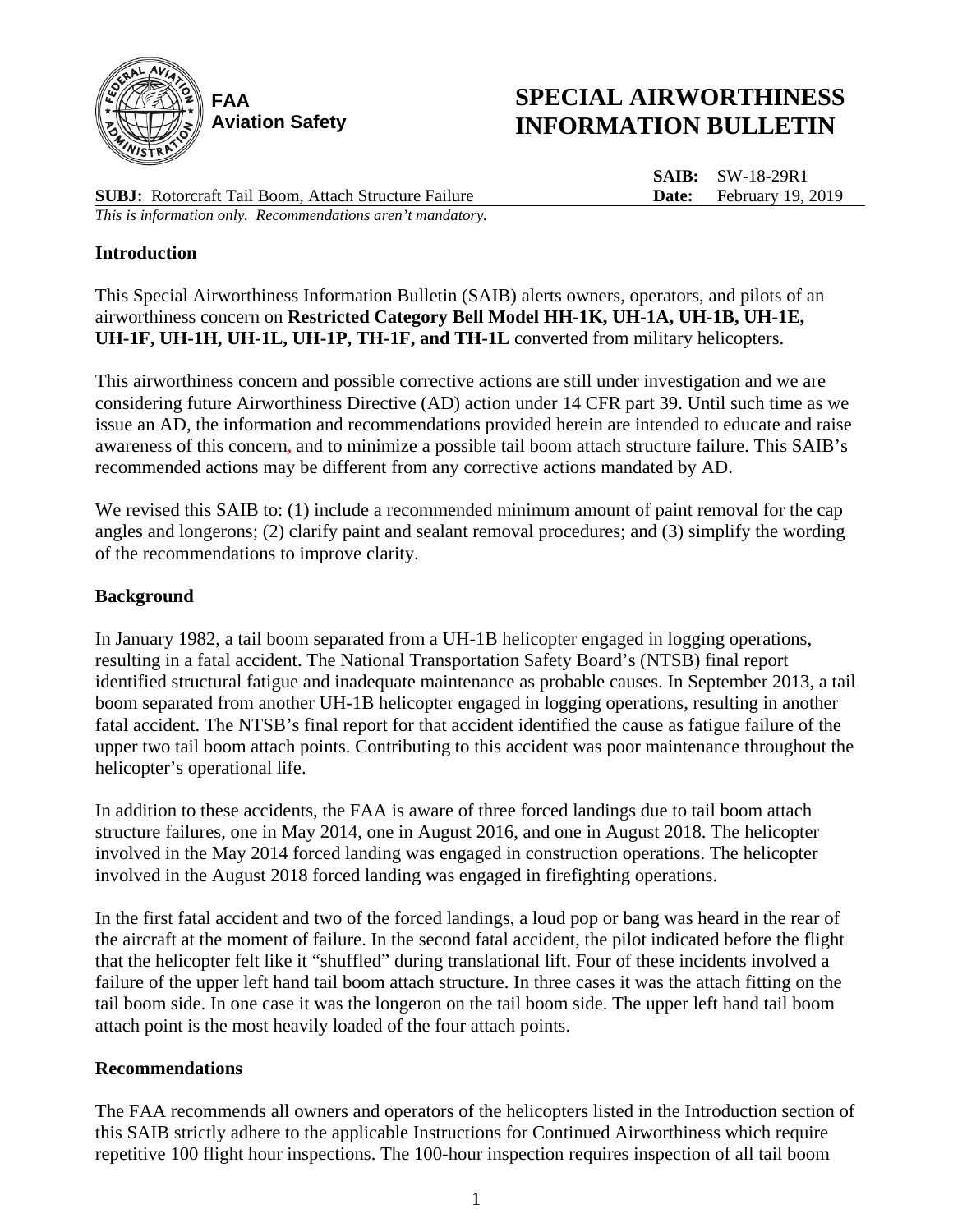FAA
Aviation Safety

# SPECIAL AIRWORTHINESS INFORMATION BULLETIN

**SAIB:** SW-18-29R1
**Date:** February 19, 2019

**SUBJ:** Rotorcraft Tail Boom, Attach Structure Failure

*This is information only. Recommendations aren't mandatory.*

## Introduction

This Special Airworthiness Information Bulletin (SAIB) alerts owners, operators, and pilots of an airworthiness concern on **Restricted Category Bell Model HH-1K, UH-1A, UH-1B, UH-1E, UH-1F, UH-1H, UH-1L, UH-1P, TH-1F, and TH-1L** converted from military helicopters.

This airworthiness concern and possible corrective actions are still under investigation and we are considering future Airworthiness Directive (AD) action under 14 CFR part 39. Until such time as we issue an AD, the information and recommendations provided herein are intended to educate and raise awareness of this concern, and to minimize a possible tail boom attach structure failure. This SAIB's recommended actions may be different from any corrective actions mandated by AD.

We revised this SAIB to: (1) include a recommended minimum amount of paint removal for the cap angles and longerons; (2) clarify paint and sealant removal procedures; and (3) simplify the wording of the recommendations to improve clarity.

## Background

In January 1982, a tail boom separated from a UH-1B helicopter engaged in logging operations, resulting in a fatal accident. The National Transportation Safety Board's (NTSB) final report identified structural fatigue and inadequate maintenance as probable causes. In September 2013, a tail boom separated from another UH-1B helicopter engaged in logging operations, resulting in another fatal accident. The NTSB's final report for that accident identified the cause as fatigue failure of the upper two tail boom attach points. Contributing to this accident was poor maintenance throughout the helicopter's operational life.

In addition to these accidents, the FAA is aware of three forced landings due to tail boom attach structure failures, one in May 2014, one in August 2016, and one in August 2018. The helicopter involved in the May 2014 forced landing was engaged in construction operations. The helicopter involved in the August 2018 forced landing was engaged in firefighting operations.

In the first fatal accident and two of the forced landings, a loud pop or bang was heard in the rear of the aircraft at the moment of failure. In the second fatal accident, the pilot indicated before the flight that the helicopter felt like it "shuffled" during translational lift. Four of these incidents involved a failure of the upper left hand tail boom attach structure. In three cases it was the attach fitting on the tail boom side. In one case it was the longeron on the tail boom side. The upper left hand tail boom attach point is the most heavily loaded of the four attach points.

## Recommendations

The FAA recommends all owners and operators of the helicopters listed in the Introduction section of this SAIB strictly adhere to the applicable Instructions for Continued Airworthiness which require repetitive 100 flight hour inspections. The 100-hour inspection requires inspection of all tail boom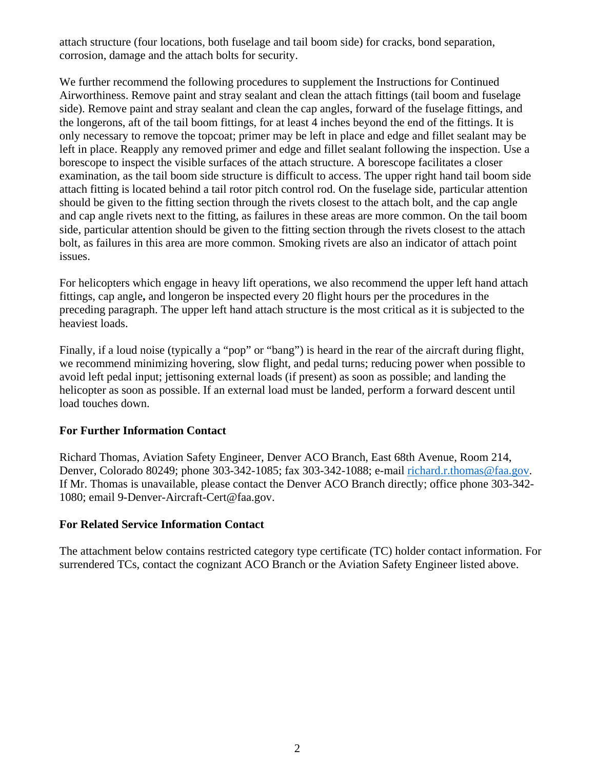attach structure (four locations, both fuselage and tail boom side) for cracks, bond separation, corrosion, damage and the attach bolts for security.

We further recommend the following procedures to supplement the Instructions for Continued Airworthiness. Remove paint and stray sealant and clean the attach fittings (tail boom and fuselage side). Remove paint and stray sealant and clean the cap angles, forward of the fuselage fittings, and the longerons, aft of the tail boom fittings, for at least 4 inches beyond the end of the fittings. It is only necessary to remove the topcoat; primer may be left in place and edge and fillet sealant may be left in place. Reapply any removed primer and edge and fillet sealant following the inspection. Use a borescope to inspect the visible surfaces of the attach structure. A borescope facilitates a closer examination, as the tail boom side structure is difficult to access. The upper right hand tail boom side attach fitting is located behind a tail rotor pitch control rod. On the fuselage side, particular attention should be given to the fitting section through the rivets closest to the attach bolt, and the cap angle and cap angle rivets next to the fitting, as failures in these areas are more common. On the tail boom side, particular attention should be given to the fitting section through the rivets closest to the attach bolt, as failures in this area are more common. Smoking rivets are also an indicator of attach point issues.

For helicopters which engage in heavy lift operations, we also recommend the upper left hand attach fittings, cap angle**,** and longeron be inspected every 20 flight hours per the procedures in the preceding paragraph. The upper left hand attach structure is the most critical as it is subjected to the heaviest loads.

Finally, if a loud noise (typically a "pop" or "bang") is heard in the rear of the aircraft during flight, we recommend minimizing hovering, slow flight, and pedal turns; reducing power when possible to avoid left pedal input; jettisoning external loads (if present) as soon as possible; and landing the helicopter as soon as possible. If an external load must be landed, perform a forward descent until load touches down.

**For Further Information Contact**

Richard Thomas, Aviation Safety Engineer, Denver ACO Branch, East 68th Avenue, Room 214, Denver, Colorado 80249; phone 303-342-1085; fax 303-342-1088; e-mail richard.r.thomas@faa.gov. If Mr. Thomas is unavailable, please contact the Denver ACO Branch directly; office phone 303-342-1080; email 9-Denver-Aircraft-Cert@faa.gov.

**For Related Service Information Contact**

The attachment below contains restricted category type certificate (TC) holder contact information. For surrendered TCs, contact the cognizant ACO Branch or the Aviation Safety Engineer listed above.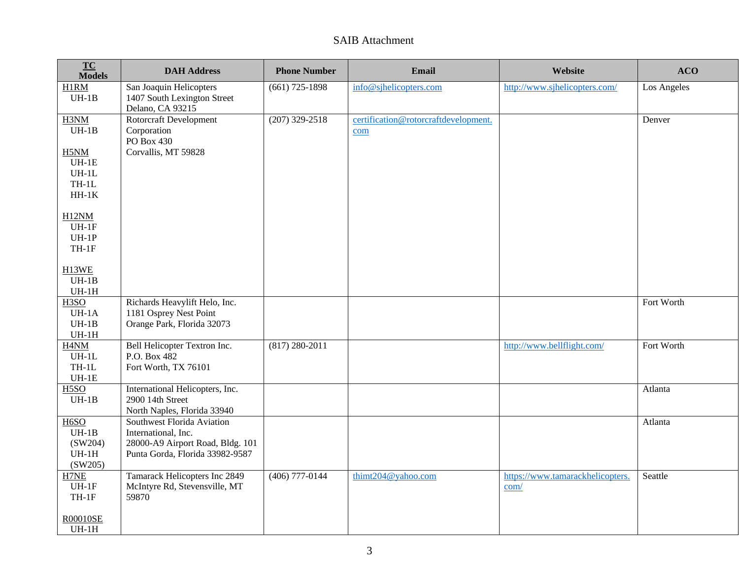SAIB Attachment

| TC Models | DAH Address | Phone Number | Email | Website | ACO |
|---|---|---|---|---|---|
| H1RM<br>UH-1B | San Joaquin Helicopters<br>1407 South Lexington Street<br>Delano, CA 93215 | (661) 725-1898 | info@sjhelicopters.com | http://www.sjhelicopters.com/ | Los Angeles |
| H3NM<br>UH-1B<br><br>H5NM<br>UH-1E<br>UH-1L<br>TH-1L<br>HH-1K<br><br>H12NM<br>UH-1F<br>UH-1P<br>TH-1F<br><br>H13WE<br>UH-1B<br>UH-1H | Rotorcraft Development Corporation<br>PO Box 430<br>Corvallis, MT 59828 | (207) 329-2518 | certification@rotorcraftdevelopment.com | | Denver |
| H3SO<br>UH-1A<br>UH-1B<br>UH-1H | Richards Heavylift Helo, Inc.<br>1181 Osprey Nest Point<br>Orange Park, Florida 32073 | | | | Fort Worth |
| H4NM<br>UH-1L<br>TH-1L<br>UH-1E | Bell Helicopter Textron Inc.<br>P.O. Box 482<br>Fort Worth, TX 76101 | (817) 280-2011 | | http://www.bellflight.com/ | Fort Worth |
| H5SO<br>UH-1B | International Helicopters, Inc.<br>2900 14th Street<br>North Naples, Florida 33940 | | | | Atlanta |
| H6SO<br>UH-1B<br>(SW204)<br>UH-1H<br>(SW205) | Southwest Florida Aviation International, Inc.<br>28000-A9 Airport Road, Bldg. 101<br>Punta Gorda, Florida 33982-9587 | | | | Atlanta |
| H7NE<br>UH-1F<br>TH-1F<br><br>R00010SE<br>UH-1H | Tamarack Helicopters Inc 2849 McIntyre Rd, Stevensville, MT 59870 | (406) 777-0144 | thimt204@yahoo.com | https://www.tamarackhelicopters.com/ | Seattle |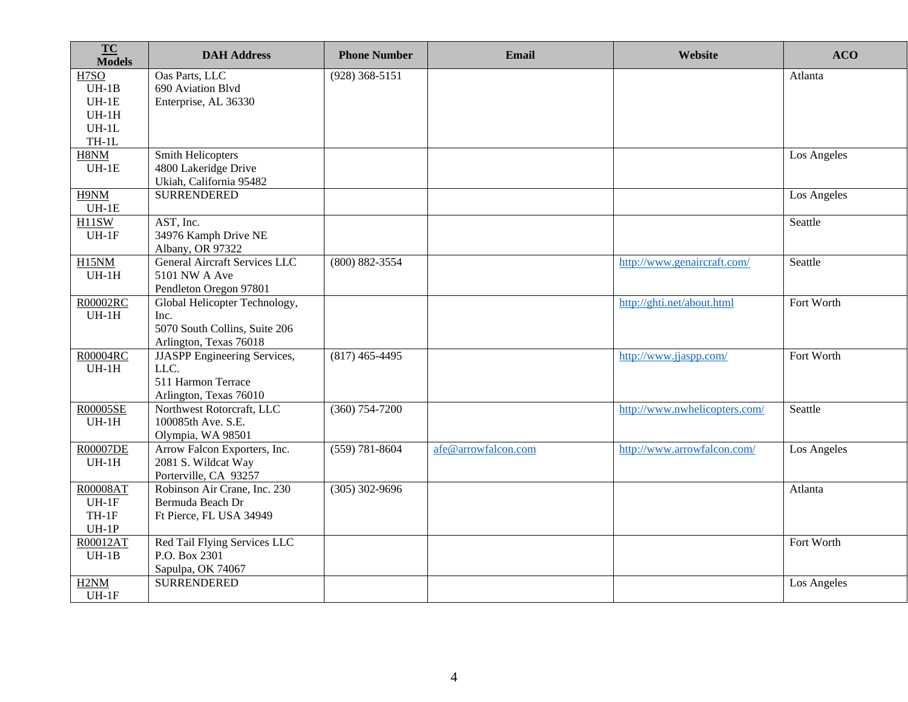| TC Models | DAH Address | Phone Number | Email | Website | ACO |
|---|---|---|---|---|---|
| H7SO<br>UH-1B<br>UH-1E<br>UH-1H<br>UH-1L<br>TH-1L | Oas Parts, LLC<br>690 Aviation Blvd<br>Enterprise, AL 36330 | (928) 368-5151 | | | Atlanta |
| H8NM<br>UH-1E | Smith Helicopters<br>4800 Lakeridge Drive<br>Ukiah, California 95482 | | | | Los Angeles |
| H9NM<br>UH-1E | SURRENDERED | | | | Los Angeles |
| H11SW<br>UH-1F | AST, Inc.<br>34976 Kamph Drive NE<br>Albany, OR 97322 | | | | Seattle |
| H15NM<br>UH-1H | General Aircraft Services LLC<br>5101 NW A Ave<br>Pendleton Oregon 97801 | (800) 882-3554 | | http://www.genaircraft.com/ | Seattle |
| R00002RC<br>UH-1H | Global Helicopter Technology, Inc.<br>5070 South Collins, Suite 206<br>Arlington, Texas 76018 | | | http://ghti.net/about.html | Fort Worth |
| R00004RC<br>UH-1H | JJASPP Engineering Services, LLC.<br>511 Harmon Terrace<br>Arlington, Texas 76010 | (817) 465-4495 | | http://www.jjaspp.com/ | Fort Worth |
| R00005SE<br>UH-1H | Northwest Rotorcraft, LLC<br>100085th Ave. S.E.<br>Olympia, WA 98501 | (360) 754-7200 | | http://www.nwhelicopters.com/ | Seattle |
| R00007DE<br>UH-1H | Arrow Falcon Exporters, Inc.<br>2081 S. Wildcat Way<br>Porterville, CA 93257 | (559) 781-8604 | afe@arrowfalcon.com | http://www.arrowfalcon.com/ | Los Angeles |
| R00008AT<br>UH-1F<br>TH-1F<br>UH-1P | Robinson Air Crane, Inc. 230<br>Bermuda Beach Dr<br>Ft Pierce, FL USA 34949 | (305) 302-9696 | | | Atlanta |
| R00012AT<br>UH-1B | Red Tail Flying Services LLC<br>P.O. Box 2301<br>Sapulpa, OK 74067 | | | | Fort Worth |
| H2NM<br>UH-1F | SURRENDERED | | | | Los Angeles |